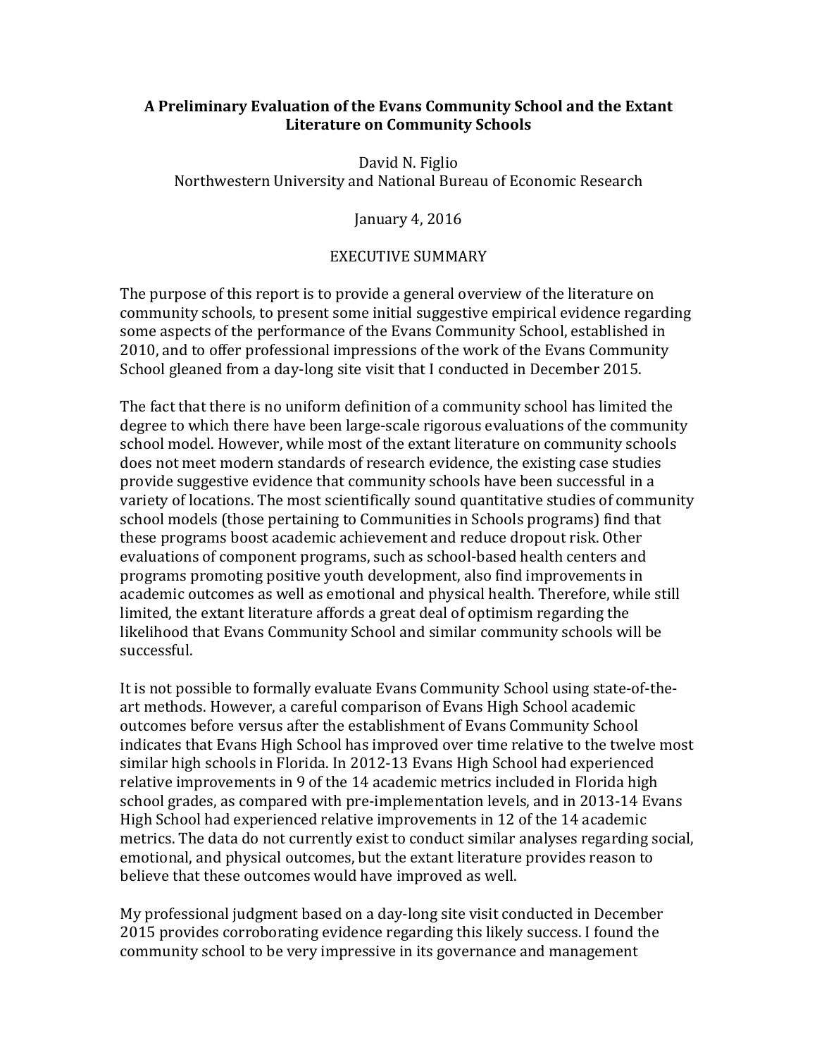# A Preliminary Evaluation of the Evans Community School and the Extant Literature on Community Schools

David N. Figlio
Northwestern University and National Bureau of Economic Research

January 4, 2016

## EXECUTIVE SUMMARY

The purpose of this report is to provide a general overview of the literature on community schools, to present some initial suggestive empirical evidence regarding some aspects of the performance of the Evans Community School, established in 2010, and to offer professional impressions of the work of the Evans Community School gleaned from a day-long site visit that I conducted in December 2015.

The fact that there is no uniform definition of a community school has limited the degree to which there have been large-scale rigorous evaluations of the community school model. However, while most of the extant literature on community schools does not meet modern standards of research evidence, the existing case studies provide suggestive evidence that community schools have been successful in a variety of locations. The most scientifically sound quantitative studies of community school models (those pertaining to Communities in Schools programs) find that these programs boost academic achievement and reduce dropout risk. Other evaluations of component programs, such as school-based health centers and programs promoting positive youth development, also find improvements in academic outcomes as well as emotional and physical health. Therefore, while still limited, the extant literature affords a great deal of optimism regarding the likelihood that Evans Community School and similar community schools will be successful.

It is not possible to formally evaluate Evans Community School using state-of-the-art methods. However, a careful comparison of Evans High School academic outcomes before versus after the establishment of Evans Community School indicates that Evans High School has improved over time relative to the twelve most similar high schools in Florida. In 2012-13 Evans High School had experienced relative improvements in 9 of the 14 academic metrics included in Florida high school grades, as compared with pre-implementation levels, and in 2013-14 Evans High School had experienced relative improvements in 12 of the 14 academic metrics. The data do not currently exist to conduct similar analyses regarding social, emotional, and physical outcomes, but the extant literature provides reason to believe that these outcomes would have improved as well.

My professional judgment based on a day-long site visit conducted in December 2015 provides corroborating evidence regarding this likely success. I found the community school to be very impressive in its governance and management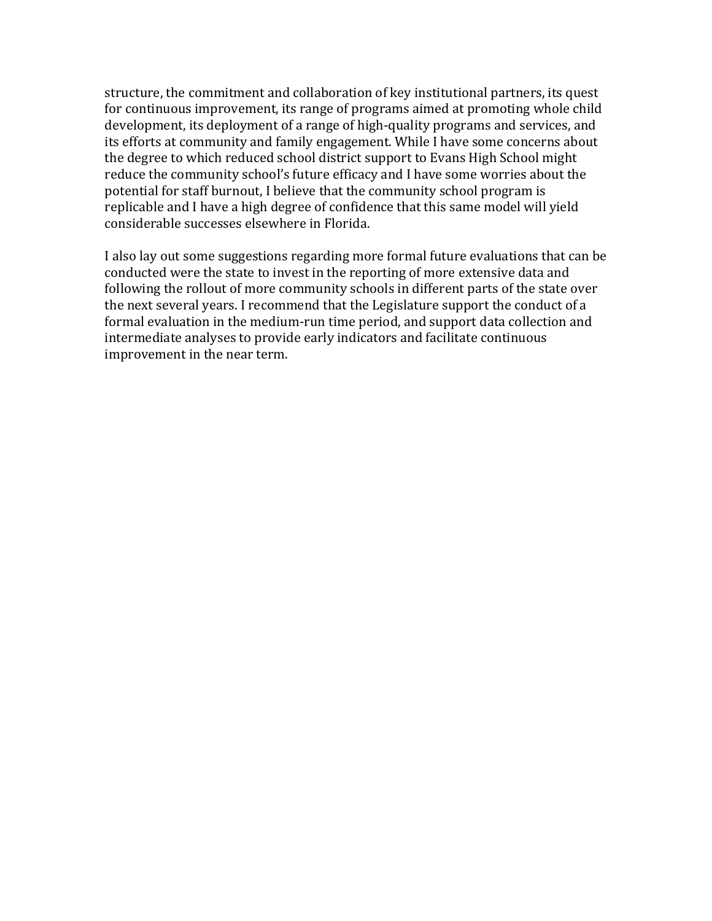structure, the commitment and collaboration of key institutional partners, its quest for continuous improvement, its range of programs aimed at promoting whole child development, its deployment of a range of high-quality programs and services, and its efforts at community and family engagement. While I have some concerns about the degree to which reduced school district support to Evans High School might reduce the community school's future efficacy and I have some worries about the potential for staff burnout, I believe that the community school program is replicable and I have a high degree of confidence that this same model will yield considerable successes elsewhere in Florida.

I also lay out some suggestions regarding more formal future evaluations that can be conducted were the state to invest in the reporting of more extensive data and following the rollout of more community schools in different parts of the state over the next several years. I recommend that the Legislature support the conduct of a formal evaluation in the medium-run time period, and support data collection and intermediate analyses to provide early indicators and facilitate continuous improvement in the near term.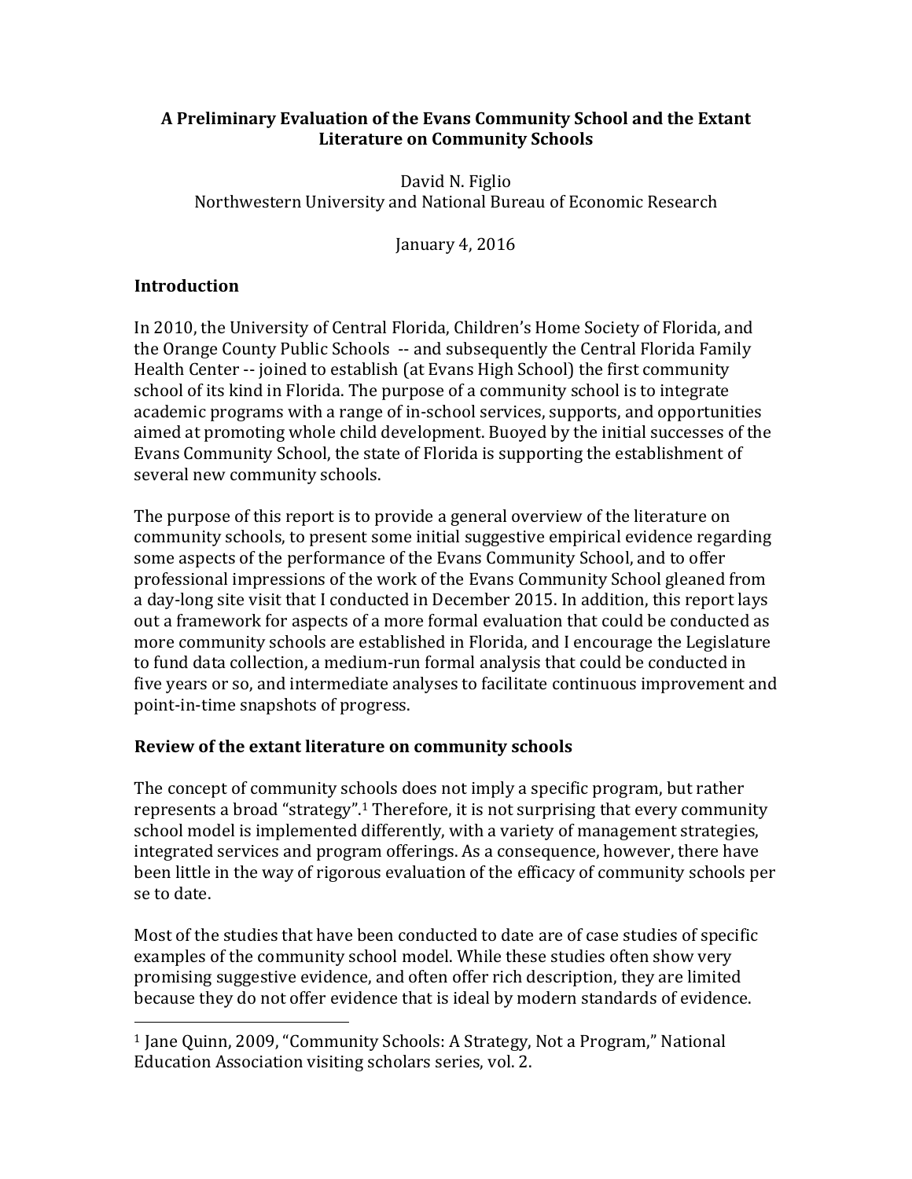**A Preliminary Evaluation of the Evans Community School and the Extant Literature on Community Schools**

David N. Figlio
Northwestern University and National Bureau of Economic Research

January 4, 2016

## Introduction

In 2010, the University of Central Florida, Children's Home Society of Florida, and the Orange County Public Schools -- and subsequently the Central Florida Family Health Center -- joined to establish (at Evans High School) the first community school of its kind in Florida. The purpose of a community school is to integrate academic programs with a range of in-school services, supports, and opportunities aimed at promoting whole child development. Buoyed by the initial successes of the Evans Community School, the state of Florida is supporting the establishment of several new community schools.

The purpose of this report is to provide a general overview of the literature on community schools, to present some initial suggestive empirical evidence regarding some aspects of the performance of the Evans Community School, and to offer professional impressions of the work of the Evans Community School gleaned from a day-long site visit that I conducted in December 2015. In addition, this report lays out a framework for aspects of a more formal evaluation that could be conducted as more community schools are established in Florida, and I encourage the Legislature to fund data collection, a medium-run formal analysis that could be conducted in five years or so, and intermediate analyses to facilitate continuous improvement and point-in-time snapshots of progress.

## Review of the extant literature on community schools

The concept of community schools does not imply a specific program, but rather represents a broad "strategy".[1] Therefore, it is not surprising that every community school model is implemented differently, with a variety of management strategies, integrated services and program offerings. As a consequence, however, there have been little in the way of rigorous evaluation of the efficacy of community schools per se to date.

Most of the studies that have been conducted to date are of case studies of specific examples of the community school model. While these studies often show very promising suggestive evidence, and often offer rich description, they are limited because they do not offer evidence that is ideal by modern standards of evidence.

[1] Jane Quinn, 2009, "Community Schools: A Strategy, Not a Program," National Education Association visiting scholars series, vol. 2.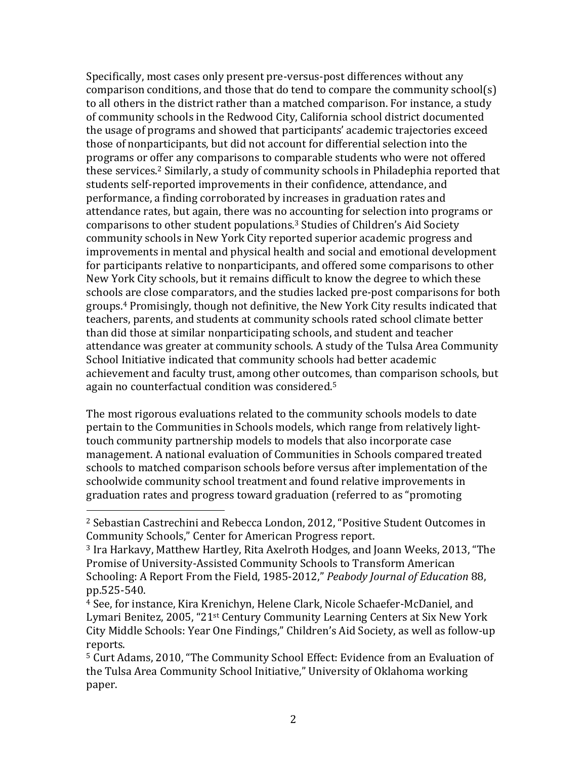Specifically, most cases only present pre-versus-post differences without any comparison conditions, and those that do tend to compare the community school(s) to all others in the district rather than a matched comparison. For instance, a study of community schools in the Redwood City, California school district documented the usage of programs and showed that participants' academic trajectories exceed those of nonparticipants, but did not account for differential selection into the programs or offer any comparisons to comparable students who were not offered these services.[2] Similarly, a study of community schools in Philadephia reported that students self-reported improvements in their confidence, attendance, and performance, a finding corroborated by increases in graduation rates and attendance rates, but again, there was no accounting for selection into programs or comparisons to other student populations.[3] Studies of Children's Aid Society community schools in New York City reported superior academic progress and improvements in mental and physical health and social and emotional development for participants relative to nonparticipants, and offered some comparisons to other New York City schools, but it remains difficult to know the degree to which these schools are close comparators, and the studies lacked pre-post comparisons for both groups.[4] Promisingly, though not definitive, the New York City results indicated that teachers, parents, and students at community schools rated school climate better than did those at similar nonparticipating schools, and student and teacher attendance was greater at community schools. A study of the Tulsa Area Community School Initiative indicated that community schools had better academic achievement and faculty trust, among other outcomes, than comparison schools, but again no counterfactual condition was considered.[5]

The most rigorous evaluations related to the community schools models to date pertain to the Communities in Schools models, which range from relatively light-touch community partnership models to models that also incorporate case management. A national evaluation of Communities in Schools compared treated schools to matched comparison schools before versus after implementation of the schoolwide community school treatment and found relative improvements in graduation rates and progress toward graduation (referred to as "promoting

---

[2] Sebastian Castrechini and Rebecca London, 2012, "Positive Student Outcomes in Community Schools," Center for American Progress report.

[3] Ira Harkavy, Matthew Hartley, Rita Axelroth Hodges, and Joann Weeks, 2013, "The Promise of University-Assisted Community Schools to Transform American Schooling: A Report From the Field, 1985-2012," *Peabody Journal of Education* 88, pp.525-540.

[4] See, for instance, Kira Krenichyn, Helene Clark, Nicole Schaefer-McDaniel, and Lymari Benitez, 2005, "21st Century Community Learning Centers at Six New York City Middle Schools: Year One Findings," Children's Aid Society, as well as follow-up reports.

[5] Curt Adams, 2010, "The Community School Effect: Evidence from an Evaluation of the Tulsa Area Community School Initiative," University of Oklahoma working paper.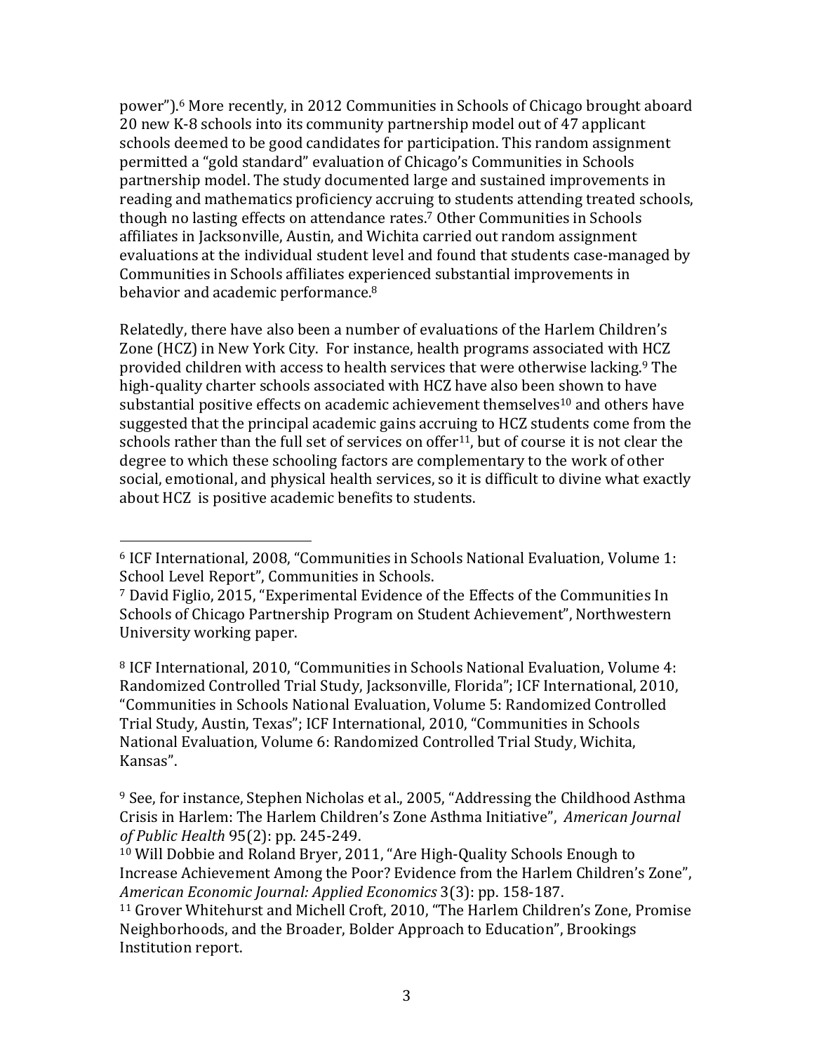power").[6] More recently, in 2012 Communities in Schools of Chicago brought aboard 20 new K-8 schools into its community partnership model out of 47 applicant schools deemed to be good candidates for participation. This random assignment permitted a "gold standard" evaluation of Chicago's Communities in Schools partnership model. The study documented large and sustained improvements in reading and mathematics proficiency accruing to students attending treated schools, though no lasting effects on attendance rates.[7] Other Communities in Schools affiliates in Jacksonville, Austin, and Wichita carried out random assignment evaluations at the individual student level and found that students case-managed by Communities in Schools affiliates experienced substantial improvements in behavior and academic performance.[8]

Relatedly, there have also been a number of evaluations of the Harlem Children's Zone (HCZ) in New York City. For instance, health programs associated with HCZ provided children with access to health services that were otherwise lacking.[9] The high-quality charter schools associated with HCZ have also been shown to have substantial positive effects on academic achievement themselves[10] and others have suggested that the principal academic gains accruing to HCZ students come from the schools rather than the full set of services on offer[11], but of course it is not clear the degree to which these schooling factors are complementary to the work of other social, emotional, and physical health services, so it is difficult to divine what exactly about HCZ is positive academic benefits to students.

---

[6] ICF International, 2008, "Communities in Schools National Evaluation, Volume 1: School Level Report", Communities in Schools.

[7] David Figlio, 2015, "Experimental Evidence of the Effects of the Communities In Schools of Chicago Partnership Program on Student Achievement", Northwestern University working paper.

[8] ICF International, 2010, "Communities in Schools National Evaluation, Volume 4: Randomized Controlled Trial Study, Jacksonville, Florida"; ICF International, 2010, "Communities in Schools National Evaluation, Volume 5: Randomized Controlled Trial Study, Austin, Texas"; ICF International, 2010, "Communities in Schools National Evaluation, Volume 6: Randomized Controlled Trial Study, Wichita, Kansas".

[9] See, for instance, Stephen Nicholas et al., 2005, "Addressing the Childhood Asthma Crisis in Harlem: The Harlem Children's Zone Asthma Initiative", *American Journal of Public Health* 95(2): pp. 245-249.

[10] Will Dobbie and Roland Bryer, 2011, "Are High-Quality Schools Enough to Increase Achievement Among the Poor? Evidence from the Harlem Children's Zone", *American Economic Journal: Applied Economics* 3(3): pp. 158-187.

[11] Grover Whitehurst and Michell Croft, 2010, "The Harlem Children's Zone, Promise Neighborhoods, and the Broader, Bolder Approach to Education", Brookings Institution report.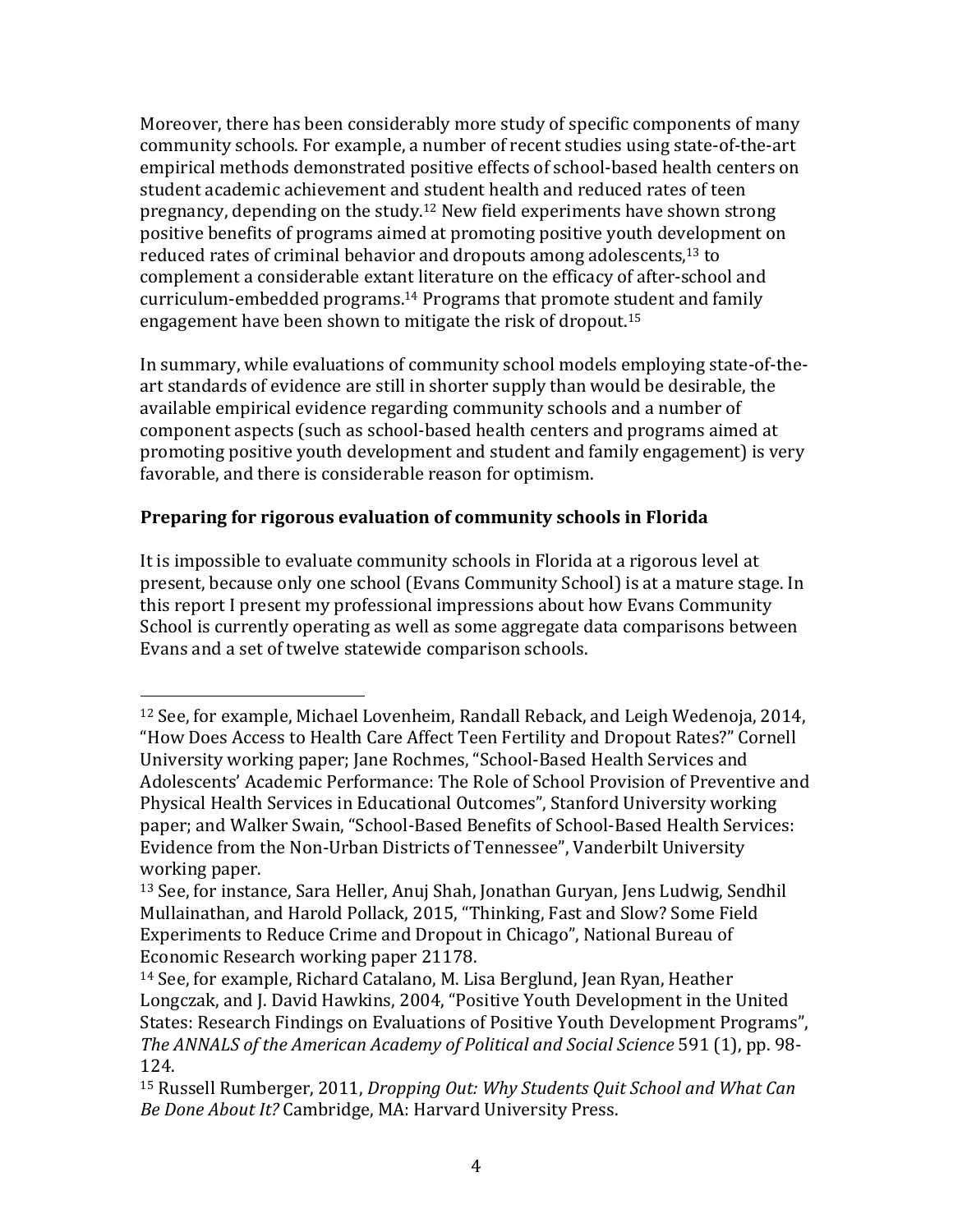Moreover, there has been considerably more study of specific components of many community schools. For example, a number of recent studies using state-of-the-art empirical methods demonstrated positive effects of school-based health centers on student academic achievement and student health and reduced rates of teen pregnancy, depending on the study.[12] New field experiments have shown strong positive benefits of programs aimed at promoting positive youth development on reduced rates of criminal behavior and dropouts among adolescents,[13] to complement a considerable extant literature on the efficacy of after-school and curriculum-embedded programs.[14] Programs that promote student and family engagement have been shown to mitigate the risk of dropout.[15]

In summary, while evaluations of community school models employing state-of-the-art standards of evidence are still in shorter supply than would be desirable, the available empirical evidence regarding community schools and a number of component aspects (such as school-based health centers and programs aimed at promoting positive youth development and student and family engagement) is very favorable, and there is considerable reason for optimism.

**Preparing for rigorous evaluation of community schools in Florida**

It is impossible to evaluate community schools in Florida at a rigorous level at present, because only one school (Evans Community School) is at a mature stage. In this report I present my professional impressions about how Evans Community School is currently operating as well as some aggregate data comparisons between Evans and a set of twelve statewide comparison schools.

---

[12] See, for example, Michael Lovenheim, Randall Reback, and Leigh Wedenoja, 2014, "How Does Access to Health Care Affect Teen Fertility and Dropout Rates?" Cornell University working paper; Jane Rochmes, "School-Based Health Services and Adolescents' Academic Performance: The Role of School Provision of Preventive and Physical Health Services in Educational Outcomes", Stanford University working paper; and Walker Swain, "School-Based Benefits of School-Based Health Services: Evidence from the Non-Urban Districts of Tennessee", Vanderbilt University working paper.

[13] See, for instance, Sara Heller, Anuj Shah, Jonathan Guryan, Jens Ludwig, Sendhil Mullainathan, and Harold Pollack, 2015, "Thinking, Fast and Slow? Some Field Experiments to Reduce Crime and Dropout in Chicago", National Bureau of Economic Research working paper 21178.

[14] See, for example, Richard Catalano, M. Lisa Berglund, Jean Ryan, Heather Longczak, and J. David Hawkins, 2004, "Positive Youth Development in the United States: Research Findings on Evaluations of Positive Youth Development Programs", *The ANNALS of the American Academy of Political and Social Science* 591 (1), pp. 98-124.

[15] Russell Rumberger, 2011, *Dropping Out: Why Students Quit School and What Can Be Done About It?* Cambridge, MA: Harvard University Press.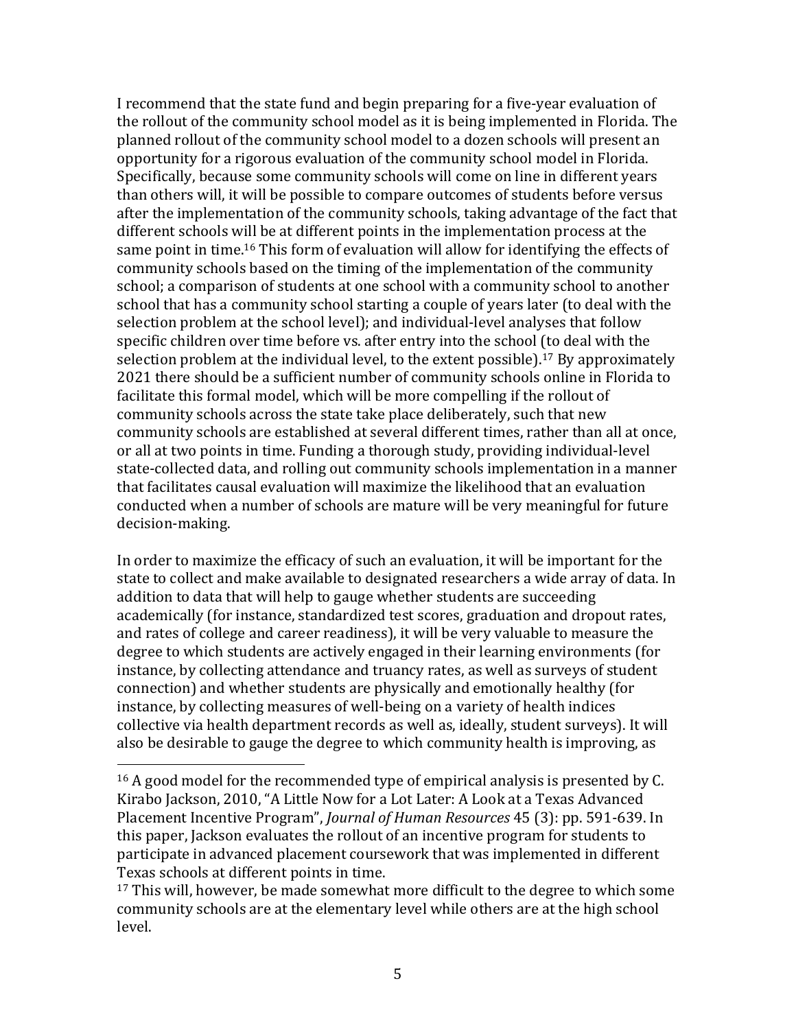I recommend that the state fund and begin preparing for a five-year evaluation of the rollout of the community school model as it is being implemented in Florida. The planned rollout of the community school model to a dozen schools will present an opportunity for a rigorous evaluation of the community school model in Florida. Specifically, because some community schools will come on line in different years than others will, it will be possible to compare outcomes of students before versus after the implementation of the community schools, taking advantage of the fact that different schools will be at different points in the implementation process at the same point in time.[16] This form of evaluation will allow for identifying the effects of community schools based on the timing of the implementation of the community school; a comparison of students at one school with a community school to another school that has a community school starting a couple of years later (to deal with the selection problem at the school level); and individual-level analyses that follow specific children over time before vs. after entry into the school (to deal with the selection problem at the individual level, to the extent possible).[17] By approximately 2021 there should be a sufficient number of community schools online in Florida to facilitate this formal model, which will be more compelling if the rollout of community schools across the state take place deliberately, such that new community schools are established at several different times, rather than all at once, or all at two points in time. Funding a thorough study, providing individual-level state-collected data, and rolling out community schools implementation in a manner that facilitates causal evaluation will maximize the likelihood that an evaluation conducted when a number of schools are mature will be very meaningful for future decision-making.

In order to maximize the efficacy of such an evaluation, it will be important for the state to collect and make available to designated researchers a wide array of data. In addition to data that will help to gauge whether students are succeeding academically (for instance, standardized test scores, graduation and dropout rates, and rates of college and career readiness), it will be very valuable to measure the degree to which students are actively engaged in their learning environments (for instance, by collecting attendance and truancy rates, as well as surveys of student connection) and whether students are physically and emotionally healthy (for instance, by collecting measures of well-being on a variety of health indices collective via health department records as well as, ideally, student surveys). It will also be desirable to gauge the degree to which community health is improving, as

---

[16] A good model for the recommended type of empirical analysis is presented by C. Kirabo Jackson, 2010, "A Little Now for a Lot Later: A Look at a Texas Advanced Placement Incentive Program", *Journal of Human Resources* 45 (3): pp. 591-639. In this paper, Jackson evaluates the rollout of an incentive program for students to participate in advanced placement coursework that was implemented in different Texas schools at different points in time.

[17] This will, however, be made somewhat more difficult to the degree to which some community schools are at the elementary level while others are at the high school level.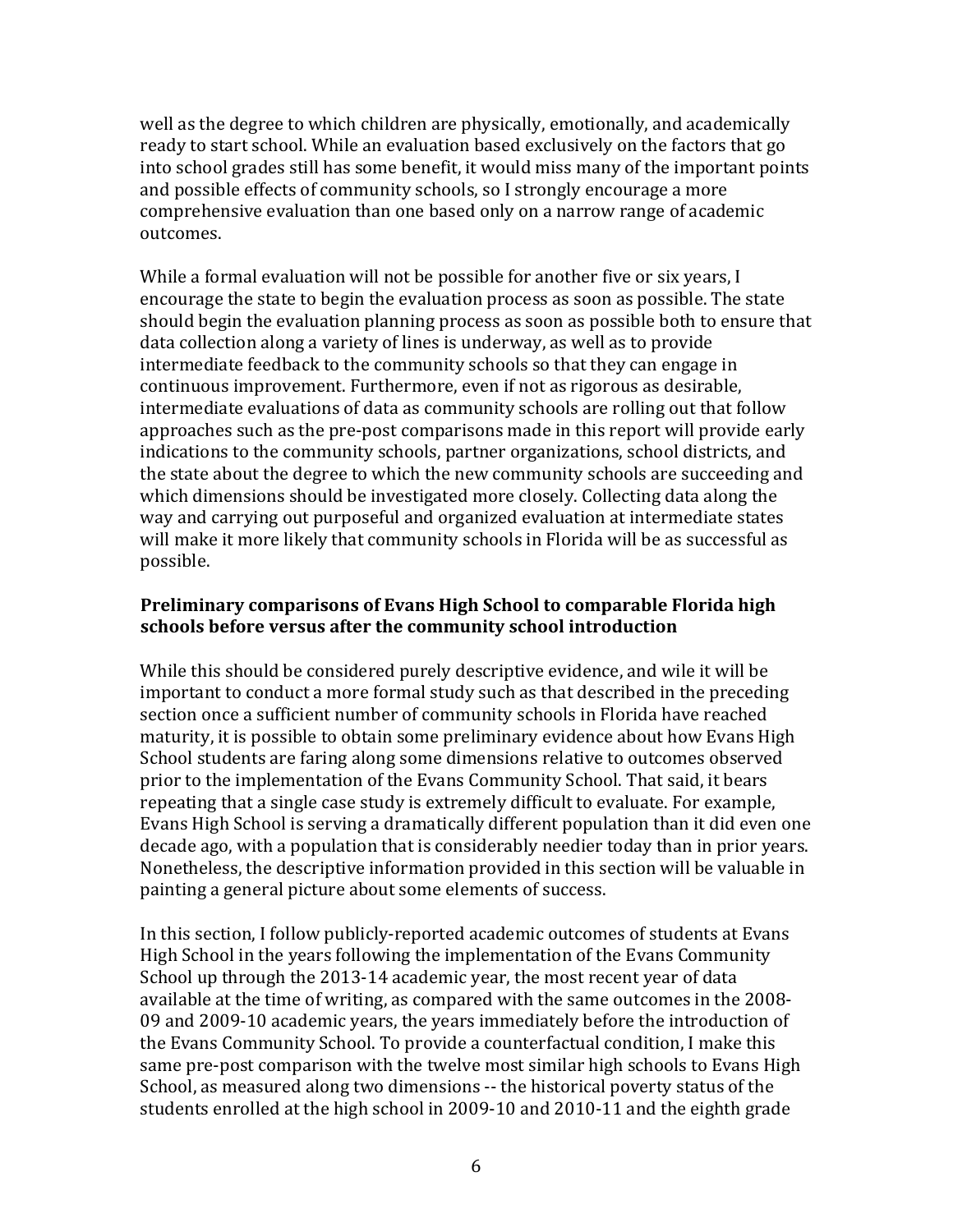well as the degree to which children are physically, emotionally, and academically ready to start school. While an evaluation based exclusively on the factors that go into school grades still has some benefit, it would miss many of the important points and possible effects of community schools, so I strongly encourage a more comprehensive evaluation than one based only on a narrow range of academic outcomes.

While a formal evaluation will not be possible for another five or six years, I encourage the state to begin the evaluation process as soon as possible. The state should begin the evaluation planning process as soon as possible both to ensure that data collection along a variety of lines is underway, as well as to provide intermediate feedback to the community schools so that they can engage in continuous improvement. Furthermore, even if not as rigorous as desirable, intermediate evaluations of data as community schools are rolling out that follow approaches such as the pre-post comparisons made in this report will provide early indications to the community schools, partner organizations, school districts, and the state about the degree to which the new community schools are succeeding and which dimensions should be investigated more closely. Collecting data along the way and carrying out purposeful and organized evaluation at intermediate states will make it more likely that community schools in Florida will be as successful as possible.

**Preliminary comparisons of Evans High School to comparable Florida high schools before versus after the community school introduction**

While this should be considered purely descriptive evidence, and wile it will be important to conduct a more formal study such as that described in the preceding section once a sufficient number of community schools in Florida have reached maturity, it is possible to obtain some preliminary evidence about how Evans High School students are faring along some dimensions relative to outcomes observed prior to the implementation of the Evans Community School. That said, it bears repeating that a single case study is extremely difficult to evaluate. For example, Evans High School is serving a dramatically different population than it did even one decade ago, with a population that is considerably needier today than in prior years. Nonetheless, the descriptive information provided in this section will be valuable in painting a general picture about some elements of success.

In this section, I follow publicly-reported academic outcomes of students at Evans High School in the years following the implementation of the Evans Community School up through the 2013-14 academic year, the most recent year of data available at the time of writing, as compared with the same outcomes in the 2008-09 and 2009-10 academic years, the years immediately before the introduction of the Evans Community School. To provide a counterfactual condition, I make this same pre-post comparison with the twelve most similar high schools to Evans High School, as measured along two dimensions -- the historical poverty status of the students enrolled at the high school in 2009-10 and 2010-11 and the eighth grade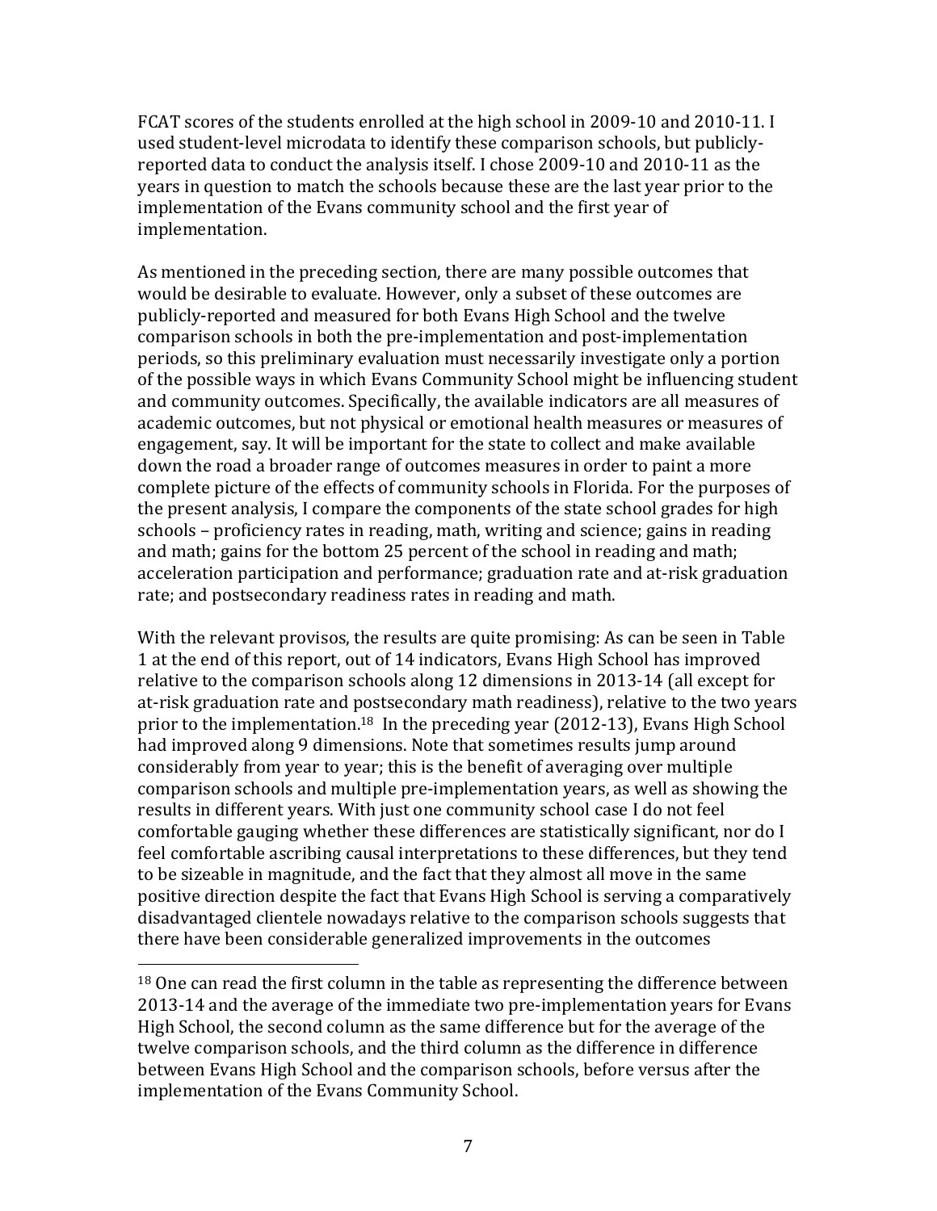FCAT scores of the students enrolled at the high school in 2009-10 and 2010-11. I used student-level microdata to identify these comparison schools, but publicly-reported data to conduct the analysis itself. I chose 2009-10 and 2010-11 as the years in question to match the schools because these are the last year prior to the implementation of the Evans community school and the first year of implementation.

As mentioned in the preceding section, there are many possible outcomes that would be desirable to evaluate. However, only a subset of these outcomes are publicly-reported and measured for both Evans High School and the twelve comparison schools in both the pre-implementation and post-implementation periods, so this preliminary evaluation must necessarily investigate only a portion of the possible ways in which Evans Community School might be influencing student and community outcomes. Specifically, the available indicators are all measures of academic outcomes, but not physical or emotional health measures or measures of engagement, say. It will be important for the state to collect and make available down the road a broader range of outcomes measures in order to paint a more complete picture of the effects of community schools in Florida. For the purposes of the present analysis, I compare the components of the state school grades for high schools – proficiency rates in reading, math, writing and science; gains in reading and math; gains for the bottom 25 percent of the school in reading and math; acceleration participation and performance; graduation rate and at-risk graduation rate; and postsecondary readiness rates in reading and math.

With the relevant provisos, the results are quite promising: As can be seen in Table 1 at the end of this report, out of 14 indicators, Evans High School has improved relative to the comparison schools along 12 dimensions in 2013-14 (all except for at-risk graduation rate and postsecondary math readiness), relative to the two years prior to the implementation.[18] In the preceding year (2012-13), Evans High School had improved along 9 dimensions. Note that sometimes results jump around considerably from year to year; this is the benefit of averaging over multiple comparison schools and multiple pre-implementation years, as well as showing the results in different years. With just one community school case I do not feel comfortable gauging whether these differences are statistically significant, nor do I feel comfortable ascribing causal interpretations to these differences, but they tend to be sizeable in magnitude, and the fact that they almost all move in the same positive direction despite the fact that Evans High School is serving a comparatively disadvantaged clientele nowadays relative to the comparison schools suggests that there have been considerable generalized improvements in the outcomes

[18] One can read the first column in the table as representing the difference between 2013-14 and the average of the immediate two pre-implementation years for Evans High School, the second column as the same difference but for the average of the twelve comparison schools, and the third column as the difference in difference between Evans High School and the comparison schools, before versus after the implementation of the Evans Community School.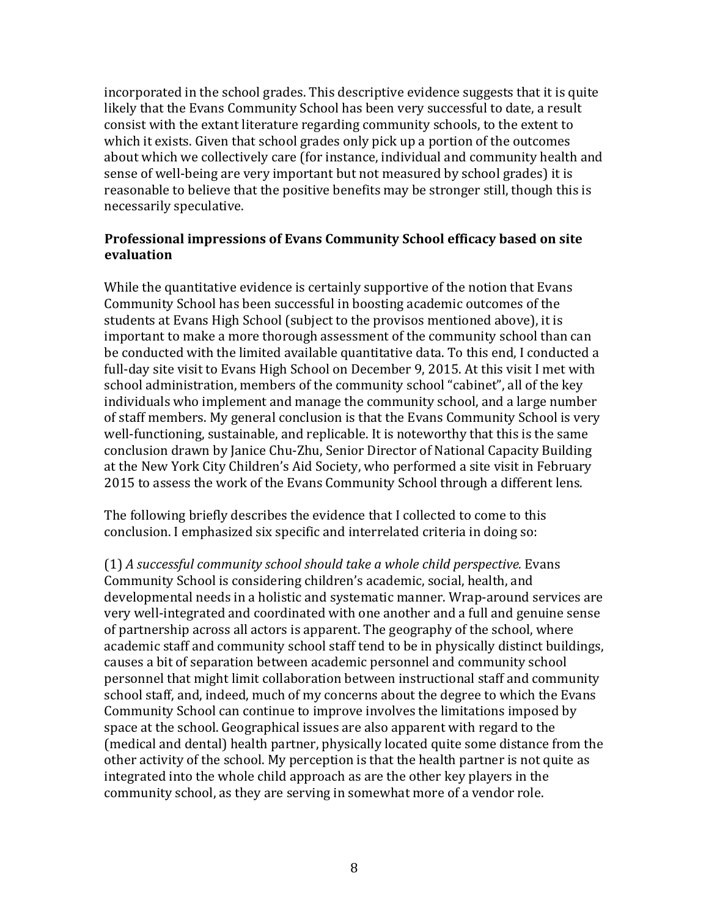incorporated in the school grades. This descriptive evidence suggests that it is quite likely that the Evans Community School has been very successful to date, a result consist with the extant literature regarding community schools, to the extent to which it exists. Given that school grades only pick up a portion of the outcomes about which we collectively care (for instance, individual and community health and sense of well-being are very important but not measured by school grades) it is reasonable to believe that the positive benefits may be stronger still, though this is necessarily speculative.

**Professional impressions of Evans Community School efficacy based on site evaluation**

While the quantitative evidence is certainly supportive of the notion that Evans Community School has been successful in boosting academic outcomes of the students at Evans High School (subject to the provisos mentioned above), it is important to make a more thorough assessment of the community school than can be conducted with the limited available quantitative data. To this end, I conducted a full-day site visit to Evans High School on December 9, 2015. At this visit I met with school administration, members of the community school "cabinet", all of the key individuals who implement and manage the community school, and a large number of staff members. My general conclusion is that the Evans Community School is very well-functioning, sustainable, and replicable. It is noteworthy that this is the same conclusion drawn by Janice Chu-Zhu, Senior Director of National Capacity Building at the New York City Children's Aid Society, who performed a site visit in February 2015 to assess the work of the Evans Community School through a different lens.

The following briefly describes the evidence that I collected to come to this conclusion. I emphasized six specific and interrelated criteria in doing so:

(1) *A successful community school should take a whole child perspective.* Evans Community School is considering children's academic, social, health, and developmental needs in a holistic and systematic manner. Wrap-around services are very well-integrated and coordinated with one another and a full and genuine sense of partnership across all actors is apparent. The geography of the school, where academic staff and community school staff tend to be in physically distinct buildings, causes a bit of separation between academic personnel and community school personnel that might limit collaboration between instructional staff and community school staff, and, indeed, much of my concerns about the degree to which the Evans Community School can continue to improve involves the limitations imposed by space at the school. Geographical issues are also apparent with regard to the (medical and dental) health partner, physically located quite some distance from the other activity of the school. My perception is that the health partner is not quite as integrated into the whole child approach as are the other key players in the community school, as they are serving in somewhat more of a vendor role.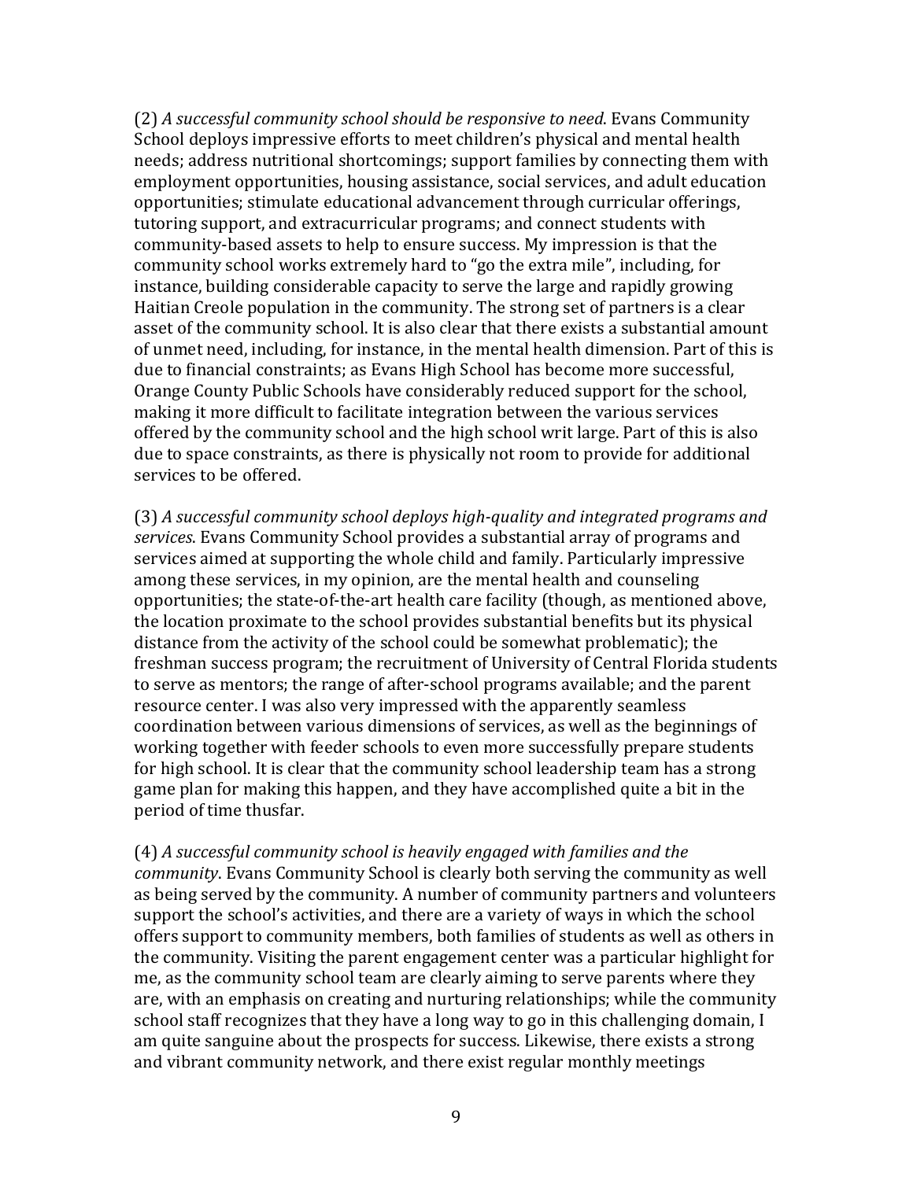(2) *A successful community school should be responsive to need*. Evans Community School deploys impressive efforts to meet children's physical and mental health needs; address nutritional shortcomings; support families by connecting them with employment opportunities, housing assistance, social services, and adult education opportunities; stimulate educational advancement through curricular offerings, tutoring support, and extracurricular programs; and connect students with community-based assets to help to ensure success. My impression is that the community school works extremely hard to "go the extra mile", including, for instance, building considerable capacity to serve the large and rapidly growing Haitian Creole population in the community. The strong set of partners is a clear asset of the community school. It is also clear that there exists a substantial amount of unmet need, including, for instance, in the mental health dimension. Part of this is due to financial constraints; as Evans High School has become more successful, Orange County Public Schools have considerably reduced support for the school, making it more difficult to facilitate integration between the various services offered by the community school and the high school writ large. Part of this is also due to space constraints, as there is physically not room to provide for additional services to be offered.

(3) *A successful community school deploys high-quality and integrated programs and services*. Evans Community School provides a substantial array of programs and services aimed at supporting the whole child and family. Particularly impressive among these services, in my opinion, are the mental health and counseling opportunities; the state-of-the-art health care facility (though, as mentioned above, the location proximate to the school provides substantial benefits but its physical distance from the activity of the school could be somewhat problematic); the freshman success program; the recruitment of University of Central Florida students to serve as mentors; the range of after-school programs available; and the parent resource center. I was also very impressed with the apparently seamless coordination between various dimensions of services, as well as the beginnings of working together with feeder schools to even more successfully prepare students for high school. It is clear that the community school leadership team has a strong game plan for making this happen, and they have accomplished quite a bit in the period of time thusfar.

(4) *A successful community school is heavily engaged with families and the community*. Evans Community School is clearly both serving the community as well as being served by the community. A number of community partners and volunteers support the school's activities, and there are a variety of ways in which the school offers support to community members, both families of students as well as others in the community. Visiting the parent engagement center was a particular highlight for me, as the community school team are clearly aiming to serve parents where they are, with an emphasis on creating and nurturing relationships; while the community school staff recognizes that they have a long way to go in this challenging domain, I am quite sanguine about the prospects for success. Likewise, there exists a strong and vibrant community network, and there exist regular monthly meetings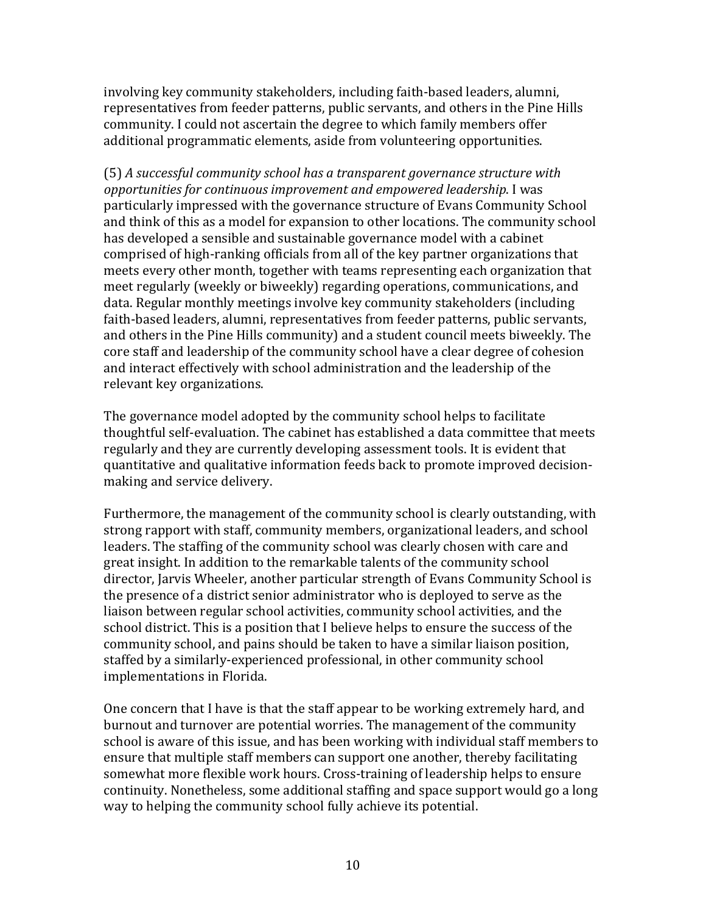involving key community stakeholders, including faith-based leaders, alumni, representatives from feeder patterns, public servants, and others in the Pine Hills community. I could not ascertain the degree to which family members offer additional programmatic elements, aside from volunteering opportunities.

(5) *A successful community school has a transparent governance structure with opportunities for continuous improvement and empowered leadership*. I was particularly impressed with the governance structure of Evans Community School and think of this as a model for expansion to other locations. The community school has developed a sensible and sustainable governance model with a cabinet comprised of high-ranking officials from all of the key partner organizations that meets every other month, together with teams representing each organization that meet regularly (weekly or biweekly) regarding operations, communications, and data. Regular monthly meetings involve key community stakeholders (including faith-based leaders, alumni, representatives from feeder patterns, public servants, and others in the Pine Hills community) and a student council meets biweekly. The core staff and leadership of the community school have a clear degree of cohesion and interact effectively with school administration and the leadership of the relevant key organizations.

The governance model adopted by the community school helps to facilitate thoughtful self-evaluation. The cabinet has established a data committee that meets regularly and they are currently developing assessment tools. It is evident that quantitative and qualitative information feeds back to promote improved decision-making and service delivery.

Furthermore, the management of the community school is clearly outstanding, with strong rapport with staff, community members, organizational leaders, and school leaders. The staffing of the community school was clearly chosen with care and great insight. In addition to the remarkable talents of the community school director, Jarvis Wheeler, another particular strength of Evans Community School is the presence of a district senior administrator who is deployed to serve as the liaison between regular school activities, community school activities, and the school district. This is a position that I believe helps to ensure the success of the community school, and pains should be taken to have a similar liaison position, staffed by a similarly-experienced professional, in other community school implementations in Florida.

One concern that I have is that the staff appear to be working extremely hard, and burnout and turnover are potential worries. The management of the community school is aware of this issue, and has been working with individual staff members to ensure that multiple staff members can support one another, thereby facilitating somewhat more flexible work hours. Cross-training of leadership helps to ensure continuity. Nonetheless, some additional staffing and space support would go a long way to helping the community school fully achieve its potential.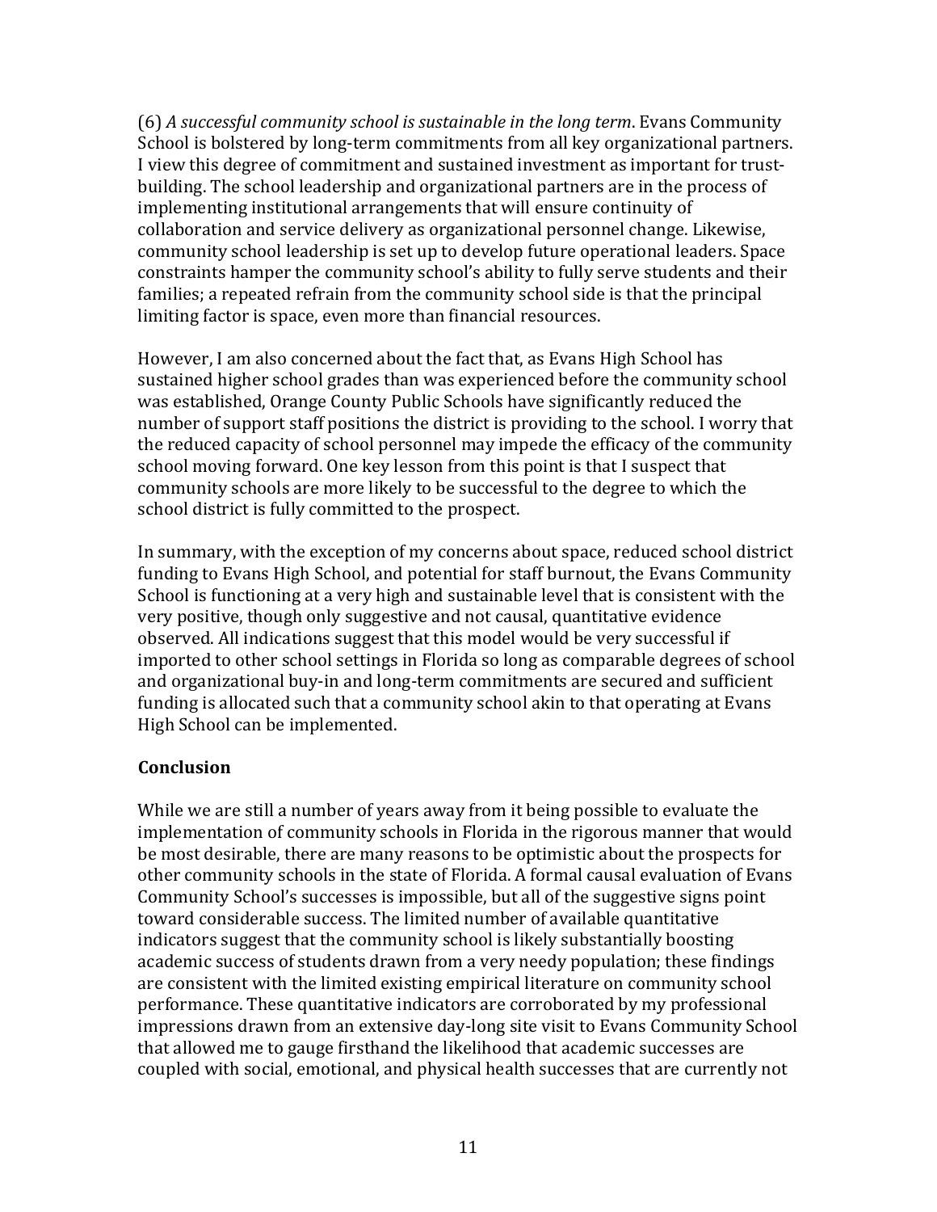(6) *A successful community school is sustainable in the long term*. Evans Community School is bolstered by long-term commitments from all key organizational partners. I view this degree of commitment and sustained investment as important for trust-building. The school leadership and organizational partners are in the process of implementing institutional arrangements that will ensure continuity of collaboration and service delivery as organizational personnel change. Likewise, community school leadership is set up to develop future operational leaders. Space constraints hamper the community school's ability to fully serve students and their families; a repeated refrain from the community school side is that the principal limiting factor is space, even more than financial resources.

However, I am also concerned about the fact that, as Evans High School has sustained higher school grades than was experienced before the community school was established, Orange County Public Schools have significantly reduced the number of support staff positions the district is providing to the school. I worry that the reduced capacity of school personnel may impede the efficacy of the community school moving forward. One key lesson from this point is that I suspect that community schools are more likely to be successful to the degree to which the school district is fully committed to the prospect.

In summary, with the exception of my concerns about space, reduced school district funding to Evans High School, and potential for staff burnout, the Evans Community School is functioning at a very high and sustainable level that is consistent with the very positive, though only suggestive and not causal, quantitative evidence observed. All indications suggest that this model would be very successful if imported to other school settings in Florida so long as comparable degrees of school and organizational buy-in and long-term commitments are secured and sufficient funding is allocated such that a community school akin to that operating at Evans High School can be implemented.

## Conclusion

While we are still a number of years away from it being possible to evaluate the implementation of community schools in Florida in the rigorous manner that would be most desirable, there are many reasons to be optimistic about the prospects for other community schools in the state of Florida. A formal causal evaluation of Evans Community School's successes is impossible, but all of the suggestive signs point toward considerable success. The limited number of available quantitative indicators suggest that the community school is likely substantially boosting academic success of students drawn from a very needy population; these findings are consistent with the limited existing empirical literature on community school performance. These quantitative indicators are corroborated by my professional impressions drawn from an extensive day-long site visit to Evans Community School that allowed me to gauge firsthand the likelihood that academic successes are coupled with social, emotional, and physical health successes that are currently not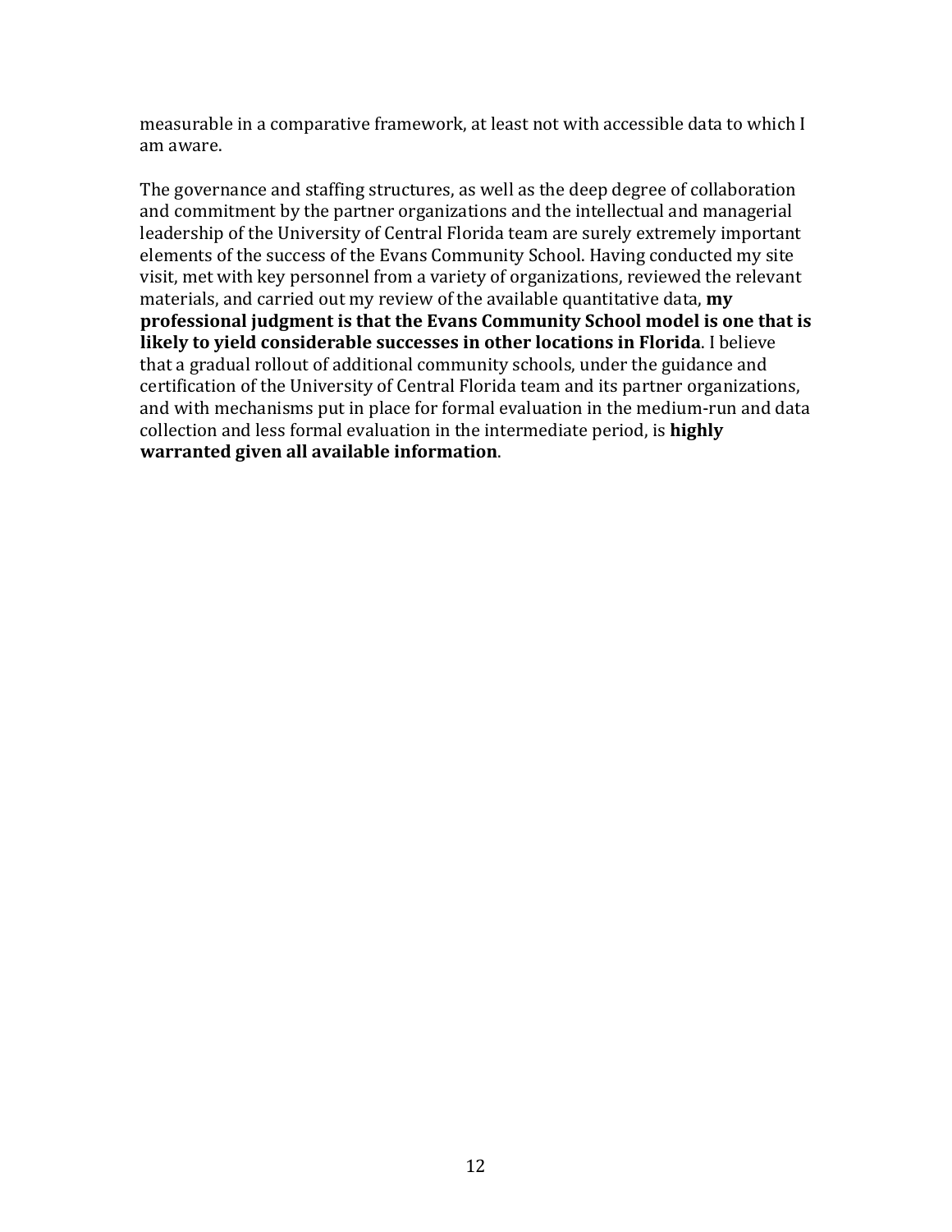measurable in a comparative framework, at least not with accessible data to which I am aware.

The governance and staffing structures, as well as the deep degree of collaboration and commitment by the partner organizations and the intellectual and managerial leadership of the University of Central Florida team are surely extremely important elements of the success of the Evans Community School. Having conducted my site visit, met with key personnel from a variety of organizations, reviewed the relevant materials, and carried out my review of the available quantitative data, **my professional judgment is that the Evans Community School model is one that is likely to yield considerable successes in other locations in Florida**. I believe that a gradual rollout of additional community schools, under the guidance and certification of the University of Central Florida team and its partner organizations, and with mechanisms put in place for formal evaluation in the medium-run and data collection and less formal evaluation in the intermediate period, is **highly warranted given all available information**.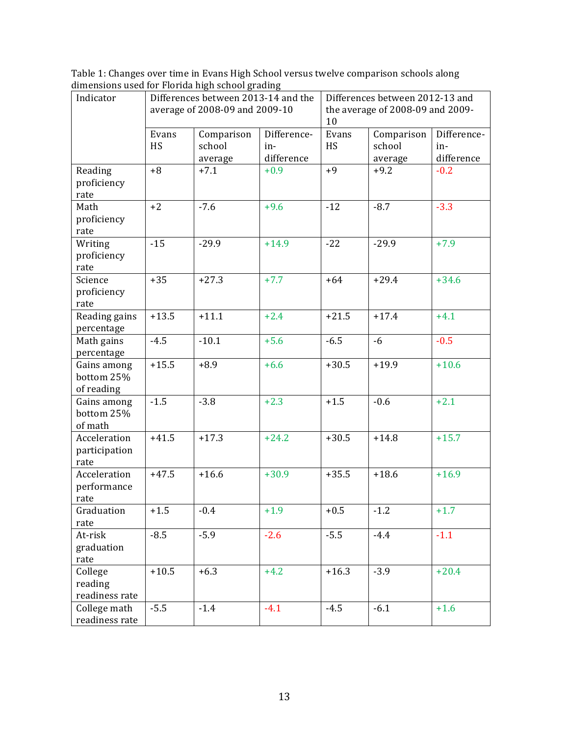Table 1: Changes over time in Evans High School versus twelve comparison schools along dimensions used for Florida high school grading

| Indicator | Differences between 2013-14 and the average of 2008-09 and 2009-10 | | | Differences between 2012-13 and the average of 2008-09 and 2009-10 | | |
|---|---|---|---|---|---|---|
| | Evans HS | Comparison school average | Difference-in-difference | Evans HS | Comparison school average | Difference-in-difference |
| Reading proficiency rate | +8 | +7.1 | +0.9 | +9 | +9.2 | -0.2 |
| Math proficiency rate | +2 | -7.6 | +9.6 | -12 | -8.7 | -3.3 |
| Writing proficiency rate | -15 | -29.9 | +14.9 | -22 | -29.9 | +7.9 |
| Science proficiency rate | +35 | +27.3 | +7.7 | +64 | +29.4 | +34.6 |
| Reading gains percentage | +13.5 | +11.1 | +2.4 | +21.5 | +17.4 | +4.1 |
| Math gains percentage | -4.5 | -10.1 | +5.6 | -6.5 | -6 | -0.5 |
| Gains among bottom 25% of reading | +15.5 | +8.9 | +6.6 | +30.5 | +19.9 | +10.6 |
| Gains among bottom 25% of math | -1.5 | -3.8 | +2.3 | +1.5 | -0.6 | +2.1 |
| Acceleration participation rate | +41.5 | +17.3 | +24.2 | +30.5 | +14.8 | +15.7 |
| Acceleration performance rate | +47.5 | +16.6 | +30.9 | +35.5 | +18.6 | +16.9 |
| Graduation rate | +1.5 | -0.4 | +1.9 | +0.5 | -1.2 | +1.7 |
| At-risk graduation rate | -8.5 | -5.9 | -2.6 | -5.5 | -4.4 | -1.1 |
| College reading readiness rate | +10.5 | +6.3 | +4.2 | +16.3 | -3.9 | +20.4 |
| College math readiness rate | -5.5 | -1.4 | -4.1 | -4.5 | -6.1 | +1.6 |